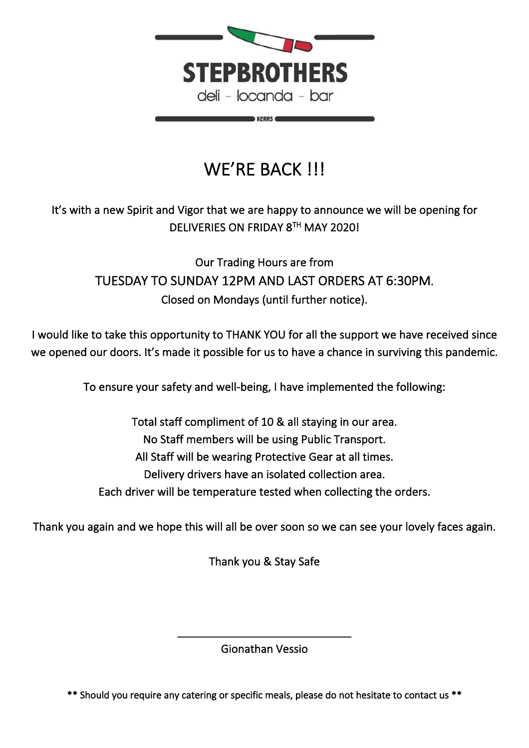# STEPBROTHERS

deli - locanda - bar

KERRS

## WE'RE BACK !!!

It's with a new Spirit and Vigor that we are happy to announce we will be opening for DELIVERIES ON FRIDAY 8TH MAY 2020!

Our Trading Hours are from

TUESDAY TO SUNDAY 12PM AND LAST ORDERS AT 6:30PM.

Closed on Mondays (until further notice).

I would like to take this opportunity to THANK YOU for all the support we have received since we opened our doors. It's made it possible for us to have a chance in surviving this pandemic.

To ensure your safety and well-being, I have implemented the following:

Total staff compliment of 10 & all staying in our area.
No Staff members will be using Public Transport.
All Staff will be wearing Protective Gear at all times.
Delivery drivers have an isolated collection area.
Each driver will be temperature tested when collecting the orders.

Thank you again and we hope this will all be over soon so we can see your lovely faces again.

Thank you & Stay Safe

\_\_\_\_\_\_\_\_\_\_\_\_\_\_\_\_\_\_\_\_\_\_\_\_\_\_\_\_

Gionathan Vessio

** Should you require any catering or specific meals, please do not hesitate to contact us **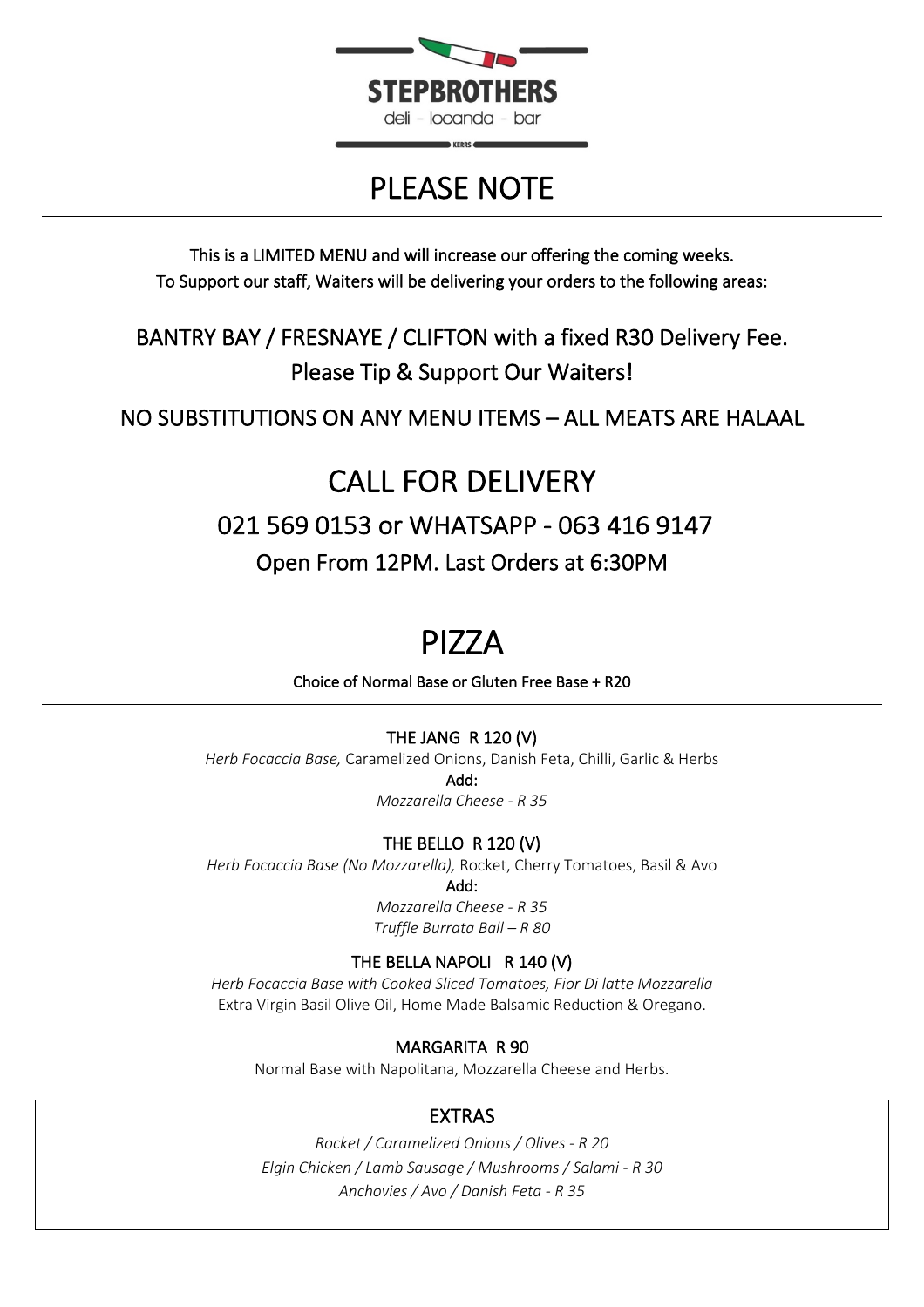**STEPBROTHERS**

deli - locanda - bar

KERRS

# PLEASE NOTE

This is a LIMITED MENU and will increase our offering the coming weeks.
To Support our staff, Waiters will be delivering your orders to the following areas:

## BANTRY BAY / FRESNAYE / CLIFTON with a fixed R30 Delivery Fee.

## Please Tip & Support Our Waiters!

## NO SUBSTITUTIONS ON ANY MENU ITEMS – ALL MEATS ARE HALAAL

# CALL FOR DELIVERY

## 021 569 0153 or WHATSAPP - 063 416 9147

## Open From 12PM. Last Orders at 6:30PM

# PIZZA

Choice of Normal Base or Gluten Free Base + R20

### THE JANG R 120 (V)

*Herb Focaccia Base,* Caramelized Onions, Danish Feta, Chilli, Garlic & Herbs

**Add:**

*Mozzarella Cheese - R 35*

### THE BELLO R 120 (V)

*Herb Focaccia Base (No Mozzarella),* Rocket, Cherry Tomatoes, Basil & Avo

**Add:**

*Mozzarella Cheese - R 35*

*Truffle Burrata Ball – R 80*

### THE BELLA NAPOLI R 140 (V)

*Herb Focaccia Base with Cooked Sliced Tomatoes, Fior Di latte Mozzarella*
Extra Virgin Basil Olive Oil, Home Made Balsamic Reduction & Oregano.

### MARGARITA R 90

Normal Base with Napolitana, Mozzarella Cheese and Herbs.

### EXTRAS

*Rocket / Caramelized Onions / Olives - R 20*

*Elgin Chicken / Lamb Sausage / Mushrooms / Salami - R 30*

*Anchovies / Avo / Danish Feta - R 35*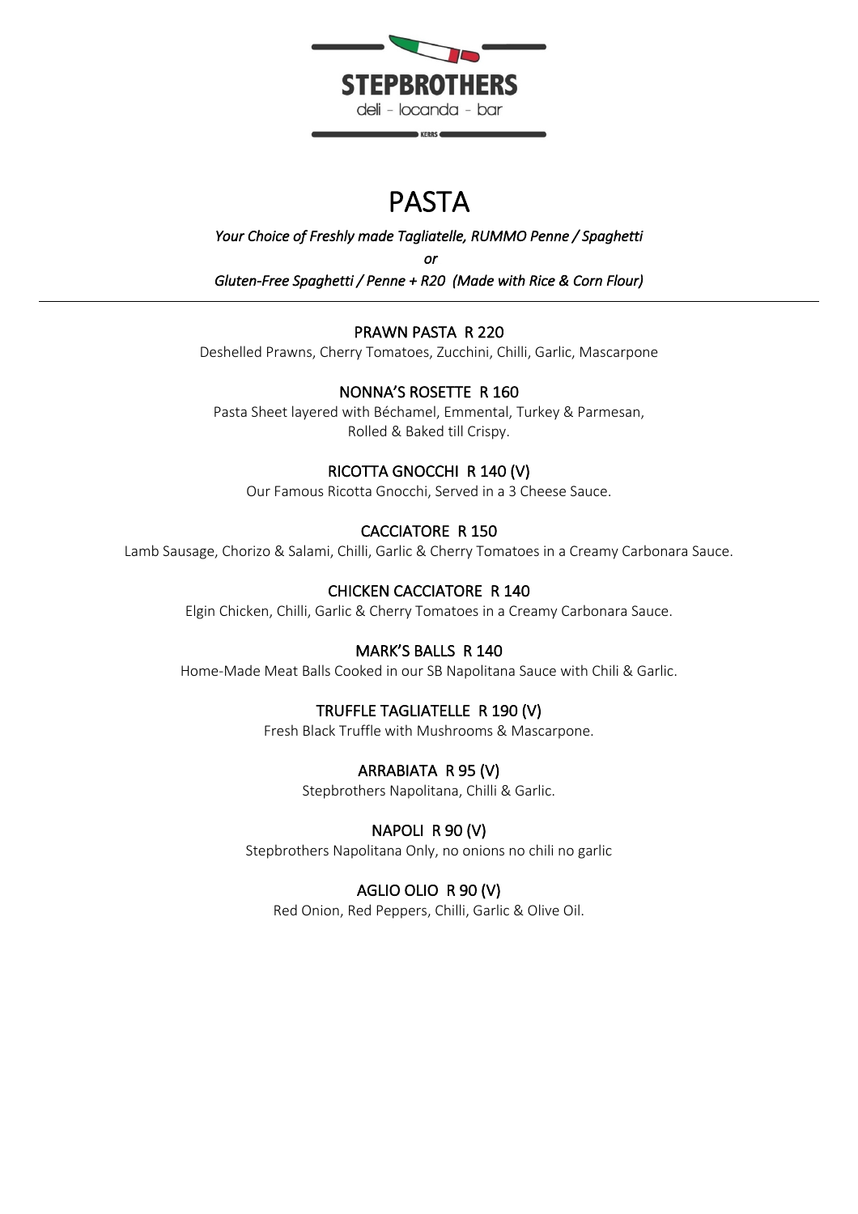**STEPBROTHERS**

deli - locanda - bar

KERRS

# PASTA

*Your Choice of Freshly made Tagliatelle, RUMMO Penne / Spaghetti*

*or*

*Gluten-Free Spaghetti / Penne + R20 (Made with Rice & Corn Flour)*

---

### PRAWN PASTA R 220

Deshelled Prawns, Cherry Tomatoes, Zucchini, Chilli, Garlic, Mascarpone

### NONNA'S ROSETTE R 160

Pasta Sheet layered with Béchamel, Emmental, Turkey & Parmesan,
Rolled & Baked till Crispy.

### RICOTTA GNOCCHI R 140 (V)

Our Famous Ricotta Gnocchi, Served in a 3 Cheese Sauce.

### CACCIATORE R 150

Lamb Sausage, Chorizo & Salami, Chilli, Garlic & Cherry Tomatoes in a Creamy Carbonara Sauce.

### CHICKEN CACCIATORE R 140

Elgin Chicken, Chilli, Garlic & Cherry Tomatoes in a Creamy Carbonara Sauce.

### MARK'S BALLS R 140

Home-Made Meat Balls Cooked in our SB Napolitana Sauce with Chili & Garlic.

### TRUFFLE TAGLIATELLE R 190 (V)

Fresh Black Truffle with Mushrooms & Mascarpone.

### ARRABIATA R 95 (V)

Stepbrothers Napolitana, Chilli & Garlic.

### NAPOLI R 90 (V)

Stepbrothers Napolitana Only, no onions no chili no garlic

### AGLIO OLIO R 90 (V)

Red Onion, Red Peppers, Chilli, Garlic & Olive Oil.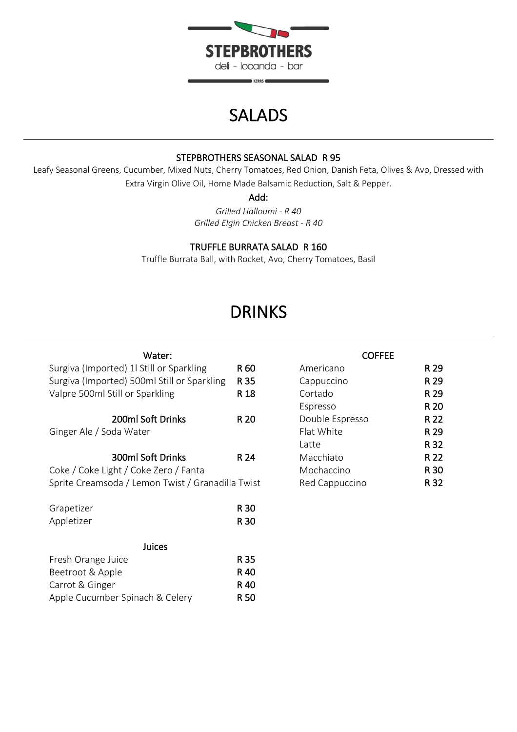**STEPBROTHERS**
deli - locanda - bar

KERRS

# SALADS

### STEPBROTHERS SEASONAL SALAD R 95

Leafy Seasonal Greens, Cucumber, Mixed Nuts, Cherry Tomatoes, Red Onion, Danish Feta, Olives & Avo, Dressed with Extra Virgin Olive Oil, Home Made Balsamic Reduction, Salt & Pepper.

**Add:**

*Grilled Halloumi - R 40*
*Grilled Elgin Chicken Breast - R 40*

### TRUFFLE BURRATA SALAD R 160

Truffle Burrata Ball, with Rocket, Avo, Cherry Tomatoes, Basil

# DRINKS

**Water:**

| | |
|---|---|
| Surgiva (Imported) 1l Still or Sparkling | **R 60** |
| Surgiva (Imported) 500ml Still or Sparkling | **R 35** |
| Valpre 500ml Still or Sparkling | **R 18** |

**200ml Soft Drinks** **R 20**

Ginger Ale / Soda Water

**300ml Soft Drinks** **R 24**

Coke / Coke Light / Coke Zero / Fanta
Sprite Creamsoda / Lemon Twist / Granadilla Twist

| | |
|---|---|
| Grapetizer | **R 30** |
| Appletizer | **R 30** |

**Juices**

| | |
|---|---|
| Fresh Orange Juice | **R 35** |
| Beetroot & Apple | **R 40** |
| Carrot & Ginger | **R 40** |
| Apple Cucumber Spinach & Celery | **R 50** |

**COFFEE**

| | |
|---|---|
| Americano | **R 29** |
| Cappuccino | **R 29** |
| Cortado | **R 29** |
| Espresso | **R 20** |
| Double Espresso | **R 22** |
| Flat White | **R 29** |
| Latte | **R 32** |
| Macchiato | **R 22** |
| Mochaccino | **R 30** |
| Red Cappuccino | **R 32** |